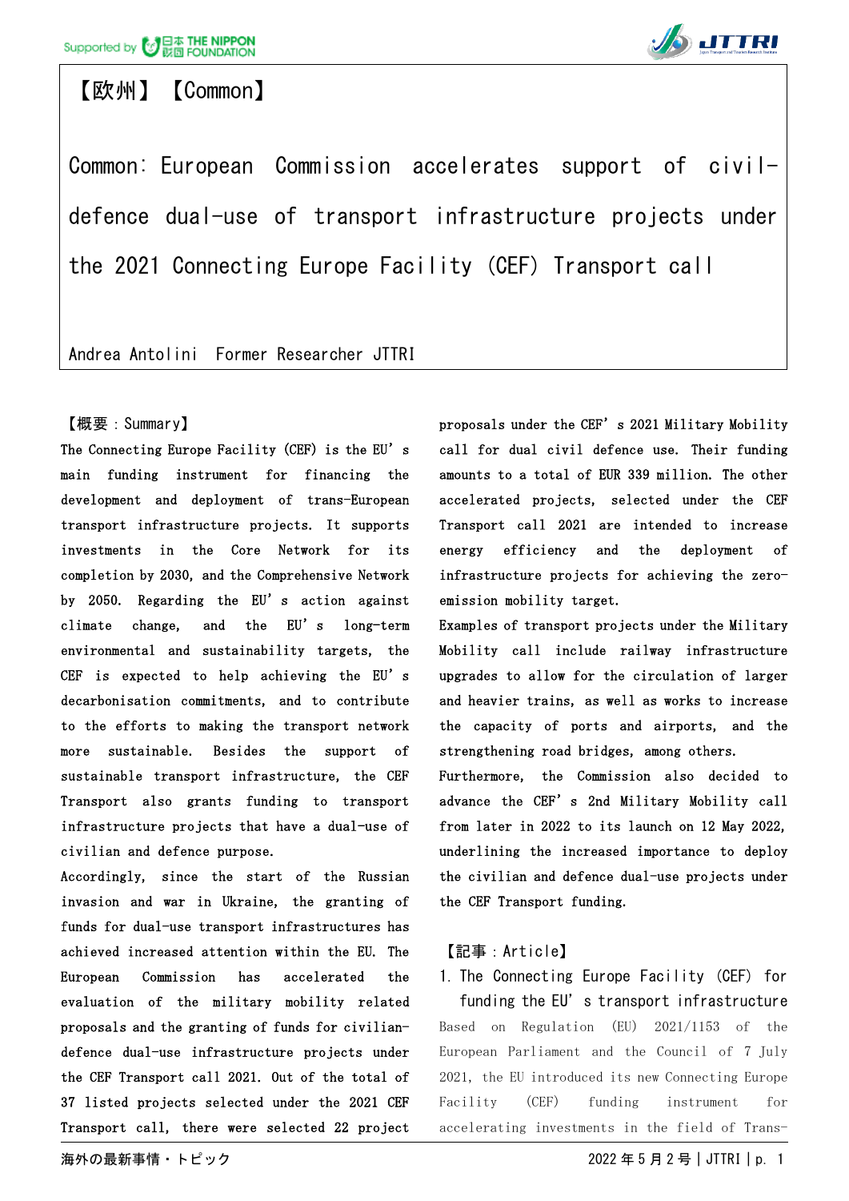【欧州】【Common】

# Common: European Commission accelerates support of civil-defence dual-use of transport infrastructure projects under the 2021 Connecting Europe Facility (CEF) Transport call

Andrea Antolini　Former Researcher JTTRI

## 【概要：Summary】

The Connecting Europe Facility (CEF) is the EU's main funding instrument for financing the development and deployment of trans-European transport infrastructure projects. It supports investments in the Core Network for its completion by 2030, and the Comprehensive Network by 2050. Regarding the EU's action against climate change, and the EU's long-term environmental and sustainability targets, the CEF is expected to help achieving the EU's decarbonisation commitments, and to contribute to the efforts to making the transport network more sustainable. Besides the support of sustainable transport infrastructure, the CEF Transport also grants funding to transport infrastructure projects that have a dual-use of civilian and defence purpose.

Accordingly, since the start of the Russian invasion and war in Ukraine, the granting of funds for dual-use transport infrastructures has achieved increased attention within the EU. The European Commission has accelerated the evaluation of the military mobility related proposals and the granting of funds for civilian-defence dual-use infrastructure projects under the CEF Transport call 2021. Out of the total of 37 listed projects selected under the 2021 CEF Transport call, there were selected 22 project proposals under the CEF's 2021 Military Mobility call for dual civil defence use. Their funding amounts to a total of EUR 339 million. The other accelerated projects, selected under the CEF Transport call 2021 are intended to increase energy efficiency and the deployment of infrastructure projects for achieving the zero-emission mobility target.

Examples of transport projects under the Military Mobility call include railway infrastructure upgrades to allow for the circulation of larger and heavier trains, as well as works to increase the capacity of ports and airports, and the strengthening road bridges, among others.

Furthermore, the Commission also decided to advance the CEF's 2nd Military Mobility call from later in 2022 to its launch on 12 May 2022, underlining the increased importance to deploy the civilian and defence dual-use projects under the CEF Transport funding.

## 【記事：Article】

### 1. The Connecting Europe Facility (CEF) for funding the EU's transport infrastructure

Based on Regulation (EU) 2021/1153 of the European Parliament and the Council of 7 July 2021, the EU introduced its new Connecting Europe Facility (CEF) funding instrument for accelerating investments in the field of Trans-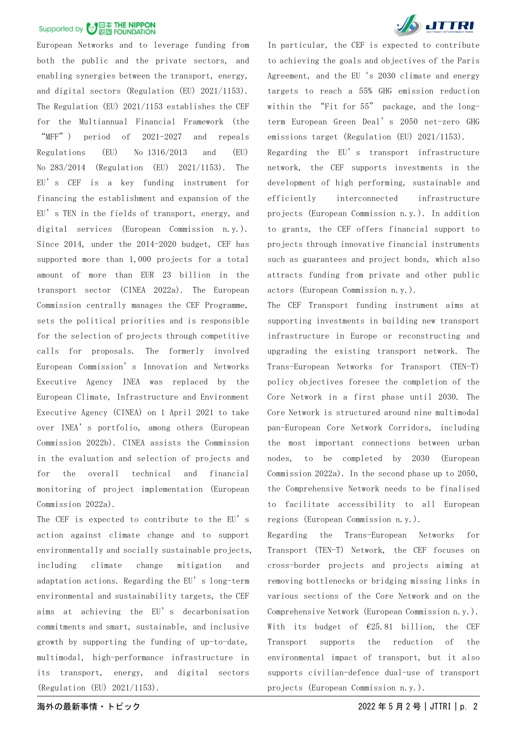European Networks and to leverage funding from both the public and the private sectors, and enabling synergies between the transport, energy, and digital sectors (Regulation (EU) 2021/1153). The Regulation (EU) 2021/1153 establishes the CEF for the Multiannual Financial Framework (the "MFF") period of 2021-2027 and repeals Regulations (EU) No 1316/2013 and (EU) No 283/2014 (Regulation (EU) 2021/1153). The EU's CEF is a key funding instrument for financing the establishment and expansion of the EU's TEN in the fields of transport, energy, and digital services (European Commission n.y.). Since 2014, under the 2014-2020 budget, CEF has supported more than 1,000 projects for a total amount of more than EUR 23 billion in the transport sector (CINEA 2022a). The European Commission centrally manages the CEF Programme, sets the political priorities and is responsible for the selection of projects through competitive calls for proposals. The formerly involved European Commission's Innovation and Networks Executive Agency INEA was replaced by the European Climate, Infrastructure and Environment Executive Agency (CINEA) on 1 April 2021 to take over INEA's portfolio, among others (European Commission 2022b). CINEA assists the Commission in the evaluation and selection of projects and for the overall technical and financial monitoring of project implementation (European Commission 2022a).

The CEF is expected to contribute to the EU's action against climate change and to support environmentally and socially sustainable projects, including climate change mitigation and adaptation actions. Regarding the EU's long-term environmental and sustainability targets, the CEF aims at achieving the EU's decarbonisation commitments and smart, sustainable, and inclusive growth by supporting the funding of up-to-date, multimodal, high-performance infrastructure in its transport, energy, and digital sectors (Regulation (EU) 2021/1153).

In particular, the CEF is expected to contribute to achieving the goals and objectives of the Paris Agreement, and the EU's 2030 climate and energy targets to reach a 55% GHG emission reduction within the "Fit for 55" package, and the long-term European Green Deal's 2050 net-zero GHG emissions target (Regulation (EU) 2021/1153).

Regarding the EU's transport infrastructure network, the CEF supports investments in the development of high performing, sustainable and efficiently interconnected infrastructure projects (European Commission n.y.). In addition to grants, the CEF offers financial support to projects through innovative financial instruments such as guarantees and project bonds, which also attracts funding from private and other public actors (European Commission n.y.).

The CEF Transport funding instrument aims at supporting investments in building new transport infrastructure in Europe or reconstructing and upgrading the existing transport network. The Trans-European Networks for Transport (TEN-T) policy objectives foresee the completion of the Core Network in a first phase until 2030. The Core Network is structured around nine multimodal pan-European Core Network Corridors, including the most important connections between urban nodes, to be completed by 2030 (European Commission 2022a). In the second phase up to 2050, the Comprehensive Network needs to be finalised to facilitate accessibility to all European regions (European Commission n.y.).

Regarding the Trans-European Networks for Transport (TEN-T) Network, the CEF focuses on cross-border projects and projects aiming at removing bottlenecks or bridging missing links in various sections of the Core Network and on the Comprehensive Network (European Commission n.y.). With its budget of €25.81 billion, the CEF Transport supports the reduction of the environmental impact of transport, but it also supports civilian-defence dual-use of transport projects (European Commission n.y.).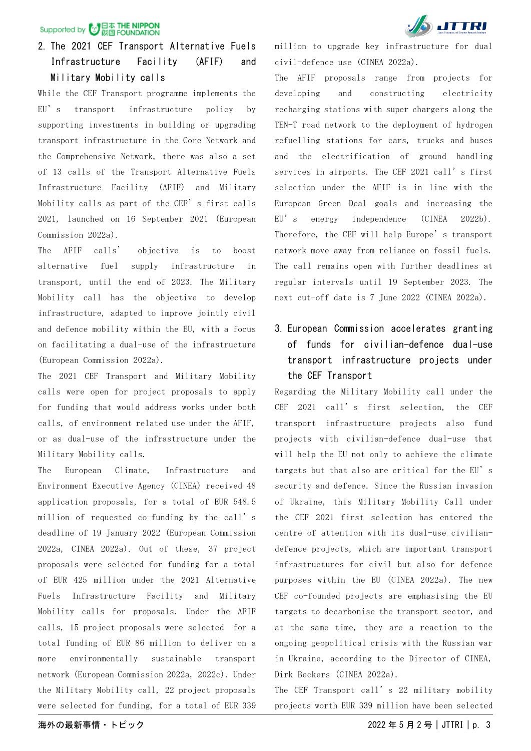## 2. The 2021 CEF Transport Alternative Fuels Infrastructure Facility (AFIF) and Military Mobility calls

While the CEF Transport programme implements the EU's transport infrastructure policy by supporting investments in building or upgrading transport infrastructure in the Core Network and the Comprehensive Network, there was also a set of 13 calls of the Transport Alternative Fuels Infrastructure Facility (AFIF) and Military Mobility calls as part of the CEF's first calls 2021, launched on 16 September 2021 (European Commission 2022a).

The AFIF calls' objective is to boost alternative fuel supply infrastructure in transport, until the end of 2023. The Military Mobility call has the objective to develop infrastructure, adapted to improve jointly civil and defence mobility within the EU, with a focus on facilitating a dual-use of the infrastructure (European Commission 2022a).

The 2021 CEF Transport and Military Mobility calls were open for project proposals to apply for funding that would address works under both calls, of environment related use under the AFIF, or as dual-use of the infrastructure under the Military Mobility calls.

The European Climate, Infrastructure and Environment Executive Agency (CINEA) received 48 application proposals, for a total of EUR 548.5 million of requested co-funding by the call's deadline of 19 January 2022 (European Commission 2022a, CINEA 2022a). Out of these, 37 project proposals were selected for funding for a total of EUR 425 million under the 2021 Alternative Fuels Infrastructure Facility and Military Mobility calls for proposals. Under the AFIF calls, 15 project proposals were selected for a total funding of EUR 86 million to deliver on a more environmentally sustainable transport network (European Commission 2022a, 2022c). Under the Military Mobility call, 22 project proposals were selected for funding, for a total of EUR 339 million to upgrade key infrastructure for dual civil-defence use (CINEA 2022a).

The AFIF proposals range from projects for developing and constructing electricity recharging stations with super chargers along the TEN-T road network to the deployment of hydrogen refuelling stations for cars, trucks and buses and the electrification of ground handling services in airports. The CEF 2021 call's first selection under the AFIF is in line with the European Green Deal goals and increasing the EU's energy independence (CINEA 2022b). Therefore, the CEF will help Europe's transport network move away from reliance on fossil fuels. The call remains open with further deadlines at regular intervals until 19 September 2023. The next cut-off date is 7 June 2022 (CINEA 2022a).

## 3. European Commission accelerates granting of funds for civilian-defence dual-use transport infrastructure projects under the CEF Transport

Regarding the Military Mobility call under the CEF 2021 call's first selection, the CEF transport infrastructure projects also fund projects with civilian-defence dual-use that will help the EU not only to achieve the climate targets but that also are critical for the EU's security and defence. Since the Russian invasion of Ukraine, this Military Mobility Call under the CEF 2021 first selection has entered the centre of attention with its dual-use civilian-defence projects, which are important transport infrastructures for civil but also for defence purposes within the EU (CINEA 2022a). The new CEF co-founded projects are emphasising the EU targets to decarbonise the transport sector, and at the same time, they are a reaction to the ongoing geopolitical crisis with the Russian war in Ukraine, according to the Director of CINEA, Dirk Beckers (CINEA 2022a).

The CEF Transport call's 22 military mobility projects worth EUR 339 million have been selected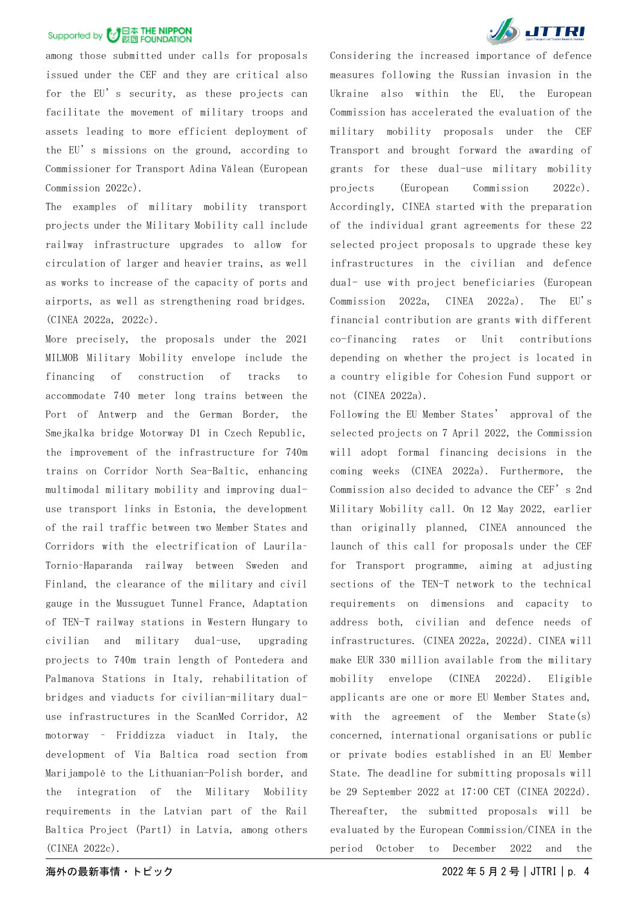among those submitted under calls for proposals issued under the CEF and they are critical also for the EU's security, as these projects can facilitate the movement of military troops and assets leading to more efficient deployment of the EU's missions on the ground, according to Commissioner for Transport Adina Vălean (European Commission 2022c).

The examples of military mobility transport projects under the Military Mobility call include railway infrastructure upgrades to allow for circulation of larger and heavier trains, as well as works to increase of the capacity of ports and airports, as well as strengthening road bridges. (CINEA 2022a, 2022c).

More precisely, the proposals under the 2021 MILMOB Military Mobility envelope include the financing of construction of tracks to accommodate 740 meter long trains between the Port of Antwerp and the German Border, the Smejkalka bridge Motorway D1 in Czech Republic, the improvement of the infrastructure for 740m trains on Corridor North Sea-Baltic, enhancing multimodal military mobility and improving dual-use transport links in Estonia, the development of the rail traffic between two Member States and Corridors with the electrification of Laurila-Tornio-Haparanda railway between Sweden and Finland, the clearance of the military and civil gauge in the Mussuguet Tunnel France, Adaptation of TEN-T railway stations in Western Hungary to civilian and military dual-use, upgrading projects to 740m train length of Pontedera and Palmanova Stations in Italy, rehabilitation of bridges and viaducts for civilian-military dual-use infrastructures in the ScanMed Corridor, A2 motorway – Friddizza viaduct in Italy, the development of Via Baltica road section from Marijampolė to the Lithuanian-Polish border, and the integration of the Military Mobility requirements in the Latvian part of the Rail Baltica Project (Part1) in Latvia, among others (CINEA 2022c).

Considering the increased importance of defence measures following the Russian invasion in the Ukraine also within the EU, the European Commission has accelerated the evaluation of the military mobility proposals under the CEF Transport and brought forward the awarding of grants for these dual-use military mobility projects (European Commission 2022c). Accordingly, CINEA started with the preparation of the individual grant agreements for these 22 selected project proposals to upgrade these key infrastructures in the civilian and defence dual- use with project beneficiaries (European Commission 2022a, CINEA 2022a). The EU's financial contribution are grants with different co-financing rates or Unit contributions depending on whether the project is located in a country eligible for Cohesion Fund support or not (CINEA 2022a).

Following the EU Member States' approval of the selected projects on 7 April 2022, the Commission will adopt formal financing decisions in the coming weeks (CINEA 2022a). Furthermore, the Commission also decided to advance the CEF's 2nd Military Mobility call. On 12 May 2022, earlier than originally planned, CINEA announced the launch of this call for proposals under the CEF for Transport programme, aiming at adjusting sections of the TEN-T network to the technical requirements on dimensions and capacity to address both, civilian and defence needs of infrastructures. (CINEA 2022a, 2022d). CINEA will make EUR 330 million available from the military mobility envelope (CINEA 2022d). Eligible applicants are one or more EU Member States and, with the agreement of the Member State(s) concerned, international organisations or public or private bodies established in an EU Member State. The deadline for submitting proposals will be 29 September 2022 at 17:00 CET (CINEA 2022d). Thereafter, the submitted proposals will be evaluated by the European Commission/CINEA in the period October to December 2022 and the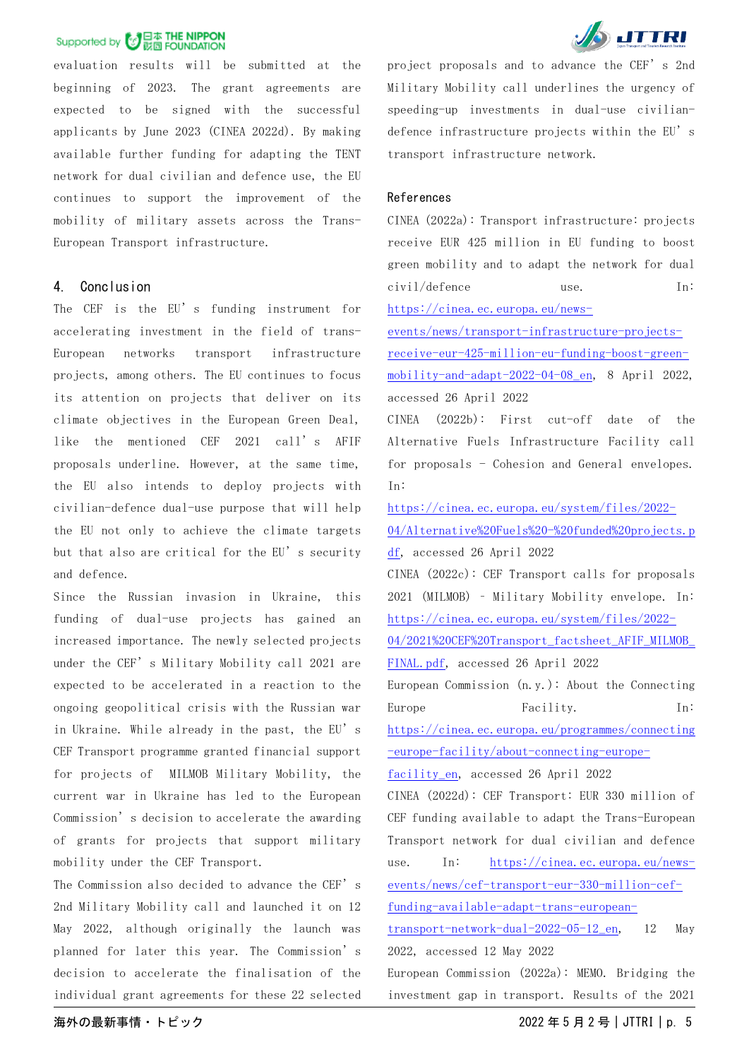evaluation results will be submitted at the beginning of 2023. The grant agreements are expected to be signed with the successful applicants by June 2023 (CINEA 2022d). By making available further funding for adapting the TENT network for dual civilian and defence use, the EU continues to support the improvement of the mobility of military assets across the Trans-European Transport infrastructure.

## 4. Conclusion

The CEF is the EU's funding instrument for accelerating investment in the field of trans-European networks transport infrastructure projects, among others. The EU continues to focus its attention on projects that deliver on its climate objectives in the European Green Deal, like the mentioned CEF 2021 call's AFIF proposals underline. However, at the same time, the EU also intends to deploy projects with civilian-defence dual-use purpose that will help the EU not only to achieve the climate targets but that also are critical for the EU's security and defence.

Since the Russian invasion in Ukraine, this funding of dual-use projects has gained an increased importance. The newly selected projects under the CEF's Military Mobility call 2021 are expected to be accelerated in a reaction to the ongoing geopolitical crisis with the Russian war in Ukraine. While already in the past, the EU's CEF Transport programme granted financial support for projects of MILMOB Military Mobility, the current war in Ukraine has led to the European Commission's decision to accelerate the awarding of grants for projects that support military mobility under the CEF Transport.

The Commission also decided to advance the CEF's 2nd Military Mobility call and launched it on 12 May 2022, although originally the launch was planned for later this year. The Commission's decision to accelerate the finalisation of the individual grant agreements for these 22 selected project proposals and to advance the CEF's 2nd Military Mobility call underlines the urgency of speeding-up investments in dual-use civilian-defence infrastructure projects within the EU's transport infrastructure network.

## References

CINEA (2022a): Transport infrastructure: projects receive EUR 425 million in EU funding to boost green mobility and to adapt the network for dual civil/defence use. In: https://cinea.ec.europa.eu/news-events/news/transport-infrastructure-projects-receive-eur-425-million-eu-funding-boost-green-mobility-and-adapt-2022-04-08_en, 8 April 2022, accessed 26 April 2022

CINEA (2022b): First cut-off date of the Alternative Fuels Infrastructure Facility call for proposals - Cohesion and General envelopes. In: https://cinea.ec.europa.eu/system/files/2022-04/Alternative%20Fuels%20-%20funded%20projects.pdf, accessed 26 April 2022

CINEA (2022c): CEF Transport calls for proposals 2021 (MILMOB) – Military Mobility envelope. In: https://cinea.ec.europa.eu/system/files/2022-04/2021%20CEF%20Transport_factsheet_AFIF_MILMOB_FINAL.pdf, accessed 26 April 2022

European Commission (n.y.): About the Connecting Europe Facility. In: https://cinea.ec.europa.eu/programmes/connecting-europe-facility/about-connecting-europe-facility_en, accessed 26 April 2022

CINEA (2022d): CEF Transport: EUR 330 million of CEF funding available to adapt the Trans-European Transport network for dual civilian and defence use. In: https://cinea.ec.europa.eu/news-events/news/cef-transport-eur-330-million-cef-funding-available-adapt-trans-european-transport-network-dual-2022-05-12_en, 12 May 2022, accessed 12 May 2022

European Commission (2022a): MEMO. Bridging the investment gap in transport. Results of the 2021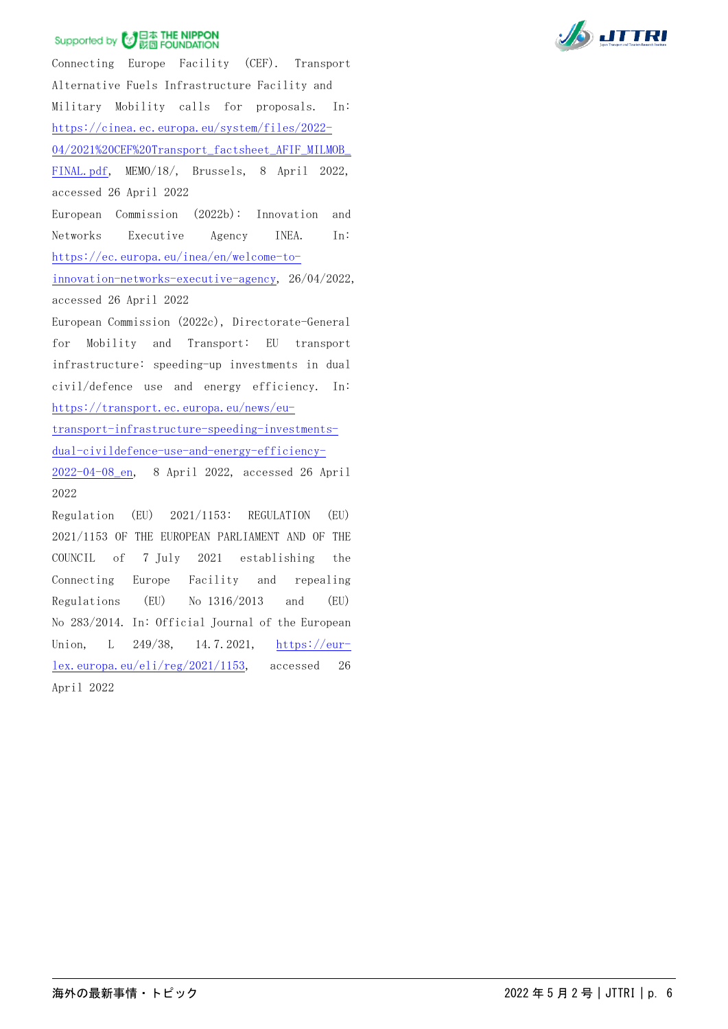Connecting Europe Facility (CEF). Transport Alternative Fuels Infrastructure Facility and Military Mobility calls for proposals. In: https://cinea.ec.europa.eu/system/files/2022-04/2021%20CEF%20Transport_factsheet_AFIF_MILMOB_FINAL.pdf, MEMO/18/, Brussels, 8 April 2022, accessed 26 April 2022

European Commission (2022b): Innovation and Networks Executive Agency INEA. In: https://ec.europa.eu/inea/en/welcome-to-innovation-networks-executive-agency, 26/04/2022, accessed 26 April 2022

European Commission (2022c), Directorate-General for Mobility and Transport: EU transport infrastructure: speeding-up investments in dual civil/defence use and energy efficiency. In: https://transport.ec.europa.eu/news/eu-transport-infrastructure-speeding-investments-dual-civildefence-use-and-energy-efficiency-2022-04-08_en, 8 April 2022, accessed 26 April 2022

Regulation (EU) 2021/1153: REGULATION (EU) 2021/1153 OF THE EUROPEAN PARLIAMENT AND OF THE COUNCIL of 7 July 2021 establishing the Connecting Europe Facility and repealing Regulations (EU) No 1316/2013 and (EU) No 283/2014. In: Official Journal of the European Union, L 249/38, 14.7.2021, https://eur-lex.europa.eu/eli/reg/2021/1153, accessed 26 April 2022